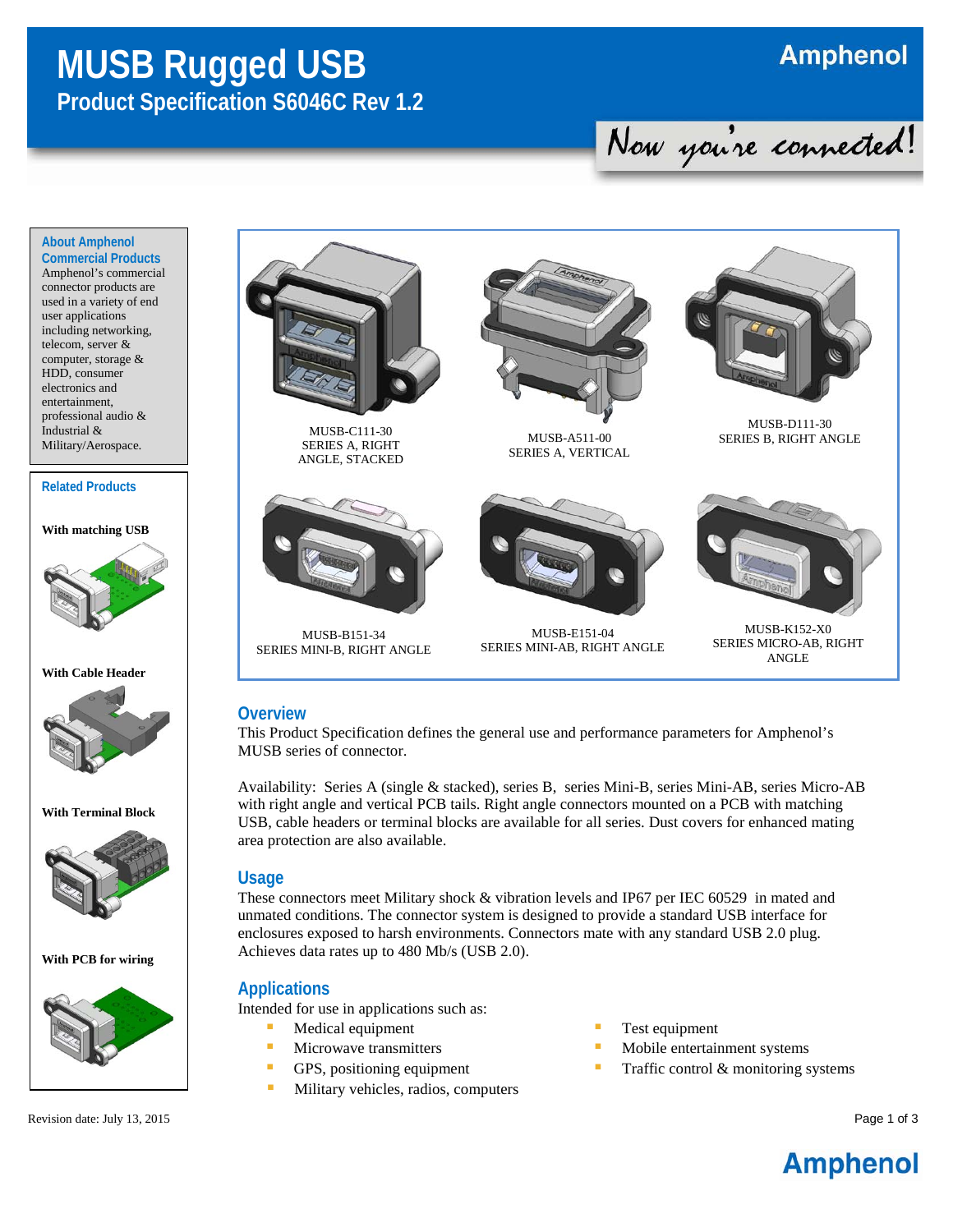# MUSB Rugged USB

## Product Specification S6046C Rev 1.2

Amphenol

Now you're connected!

### About Amphenol Commercial Products

Amphenol's commercial connector products are used in a variety of end user applications including networking, telecom, server & computer, storage & HDD, consumer electronics and entertainment, professional audio & Industrial & Military/Aerospace.

### Related Products

**With matching USB**

**With Cable Header**

**With Terminal Block**

**With PCB for wiring**

MUSB-C111-30
SERIES A, RIGHT ANGLE, STACKED

MUSB-A511-00
SERIES A, VERTICAL

MUSB-D111-30
SERIES B, RIGHT ANGLE

MUSB-B151-34
SERIES MINI-B, RIGHT ANGLE

MUSB-E151-04
SERIES MINI-AB, RIGHT ANGLE

MUSB-K152-X0
SERIES MICRO-AB, RIGHT ANGLE

## Overview

This Product Specification defines the general use and performance parameters for Amphenol's MUSB series of connector.

Availability: Series A (single & stacked), series B, series Mini-B, series Mini-AB, series Micro-AB with right angle and vertical PCB tails. Right angle connectors mounted on a PCB with matching USB, cable headers or terminal blocks are available for all series. Dust covers for enhanced mating area protection are also available.

## Usage

These connectors meet Military shock & vibration levels and IP67 per IEC 60529 in mated and unmated conditions. The connector system is designed to provide a standard USB interface for enclosures exposed to harsh environments. Connectors mate with any standard USB 2.0 plug. Achieves data rates up to 480 Mb/s (USB 2.0).

## Applications

Intended for use in applications such as:

- Medical equipment
- Microwave transmitters
- GPS, positioning equipment
- Military vehicles, radios, computers
- Test equipment
- Mobile entertainment systems
- Traffic control & monitoring systems

Revision date: July 13, 2015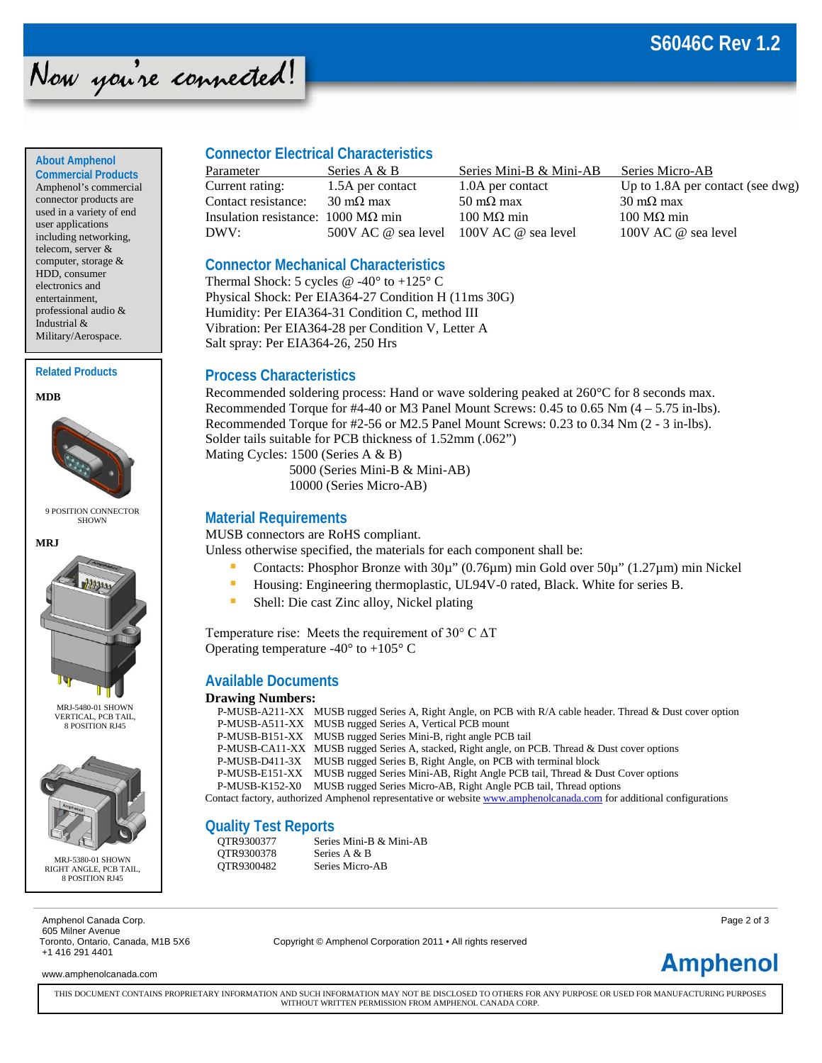Now you're connected!

## About Amphenol Commercial Products

Amphenol's commercial connector products are used in a variety of end user applications including networking, telecom, server & computer, storage & HDD, consumer electronics and entertainment, professional audio & Industrial & Military/Aerospace.

## Related Products

**MDB**

9 POSITION CONNECTOR SHOWN

**MRJ**

MRJ-5480-01 SHOWN VERTICAL, PCB TAIL, 8 POSITION RJ45

MRJ-5380-01 SHOWN RIGHT ANGLE, PCB TAIL, 8 POSITION RJ45

## Connector Electrical Characteristics

| Parameter | Series A & B | Series Mini-B & Mini-AB | Series Micro-AB |
|---|---|---|---|
| Current rating: | 1.5A per contact | 1.0A per contact | Up to 1.8A per contact (see dwg) |
| Contact resistance: | 30 mΩ max | 50 mΩ max | 30 mΩ max |
| Insulation resistance: | 1000 MΩ min | 100 MΩ min | 100 MΩ min |
| DWV: | 500V AC @ sea level | 100V AC @ sea level | 100V AC @ sea level |

## Connector Mechanical Characteristics

Thermal Shock: 5 cycles @ -40° to +125° C
Physical Shock: Per EIA364-27 Condition H (11ms 30G)
Humidity: Per EIA364-31 Condition C, method III
Vibration: Per EIA364-28 per Condition V, Letter A
Salt spray: Per EIA364-26, 250 Hrs

## Process Characteristics

Recommended soldering process: Hand or wave soldering peaked at 260°C for 8 seconds max.
Recommended Torque for #4-40 or M3 Panel Mount Screws: 0.45 to 0.65 Nm (4 – 5.75 in-lbs).
Recommended Torque for #2-56 or M2.5 Panel Mount Screws: 0.23 to 0.34 Nm (2 - 3 in-lbs).
Solder tails suitable for PCB thickness of 1.52mm (.062")
Mating Cycles: 1500 (Series A & B)
5000 (Series Mini-B & Mini-AB)
10000 (Series Micro-AB)

## Material Requirements

MUSB connectors are RoHS compliant.
Unless otherwise specified, the materials for each component shall be:

- Contacts: Phosphor Bronze with 30µ" (0.76µm) min Gold over 50µ" (1.27µm) min Nickel
- Housing: Engineering thermoplastic, UL94V-0 rated, Black. White for series B.
- Shell: Die cast Zinc alloy, Nickel plating

Temperature rise: Meets the requirement of 30° C ΔT
Operating temperature -40° to +105° C

## Available Documents

**Drawing Numbers:**

| | |
|---|---|
| P-MUSB-A211-XX | MUSB rugged Series A, Right Angle, on PCB with R/A cable header. Thread & Dust cover option |
| P-MUSB-A511-XX | MUSB rugged Series A, Vertical PCB mount |
| P-MUSB-B151-XX | MUSB rugged Series Mini-B, right angle PCB tail |
| P-MUSB-CA11-XX | MUSB rugged Series A, stacked, Right angle, on PCB. Thread & Dust cover options |
| P-MUSB-D411-3X | MUSB rugged Series B, Right Angle, on PCB with terminal block |
| P-MUSB-E151-XX | MUSB rugged Series Mini-AB, Right Angle PCB tail, Thread & Dust Cover options |
| P-MUSB-K152-X0 | MUSB rugged Series Micro-AB, Right Angle PCB tail, Thread options |

Contact factory, authorized Amphenol representative or website www.amphenolcanada.com for additional configurations

## Quality Test Reports

| | |
|---|---|
| QTR9300377 | Series Mini-B & Mini-AB |
| QTR9300378 | Series A & B |
| QTR9300482 | Series Micro-AB |

Amphenol Canada Corp.
605 Milner Avenue
Toronto, Ontario, Canada, M1B 5X6
+1 416 291 4401

www.amphenolcanada.com

Copyright © Amphenol Corporation 2011 • All rights reserved

THIS DOCUMENT CONTAINS PROPRIETARY INFORMATION AND SUCH INFORMATION MAY NOT BE DISCLOSED TO OTHERS FOR ANY PURPOSE OR USED FOR MANUFACTURING PURPOSES WITHOUT WRITTEN PERMISSION FROM AMPHENOL CANADA CORP.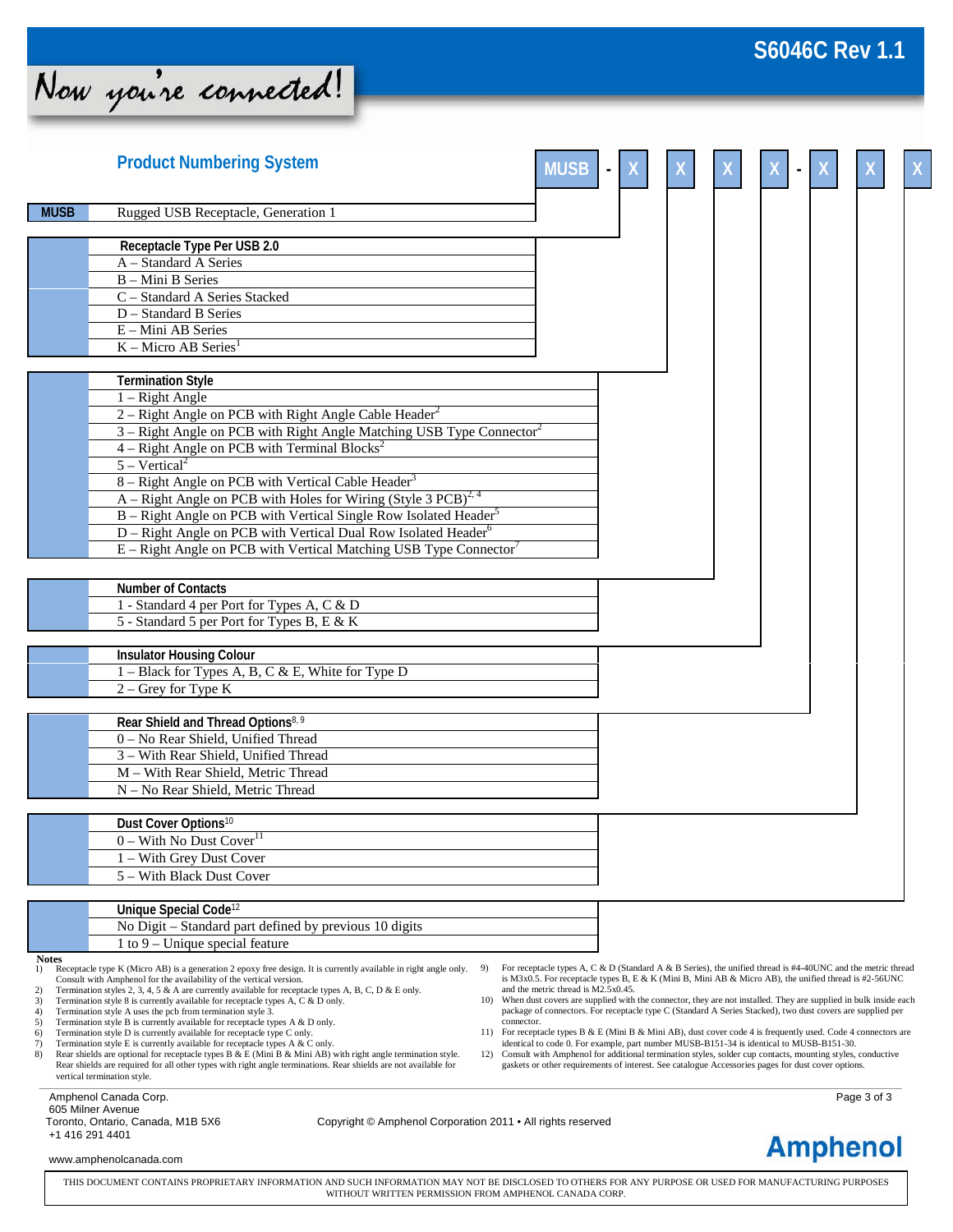## Product Numbering System

MUSB - X X X X - X X X

| MUSB | Rugged USB Receptacle, Generation 1 |
|---|---|

| | **Receptacle Type Per USB 2.0** |
|---|---|
| | A – Standard A Series |
| | B – Mini B Series |
| | C – Standard A Series Stacked |
| | D – Standard B Series |
| | E – Mini AB Series |
| | K – Micro AB Series[1] |

| | **Termination Style** |
|---|---|
| | 1 – Right Angle |
| | 2 – Right Angle on PCB with Right Angle Cable Header[2] |
| | 3 – Right Angle on PCB with Right Angle Matching USB Type Connector[2] |
| | 4 – Right Angle on PCB with Terminal Blocks[2] |
| | 5 – Vertical[2] |
| | 8 – Right Angle on PCB with Vertical Cable Header[3] |
| | A – Right Angle on PCB with Holes for Wiring (Style 3 PCB)[2, 4] |
| | B – Right Angle on PCB with Vertical Single Row Isolated Header[5] |
| | D – Right Angle on PCB with Vertical Dual Row Isolated Header[6] |
| | E – Right Angle on PCB with Vertical Matching USB Type Connector[7] |

| | **Number of Contacts** |
|---|---|
| | 1 - Standard 4 per Port for Types A, C & D |
| | 5 - Standard 5 per Port for Types B, E & K |

| | **Insulator Housing Colour** |
|---|---|
| | 1 – Black for Types A, B, C & E, White for Type D |
| | 2 – Grey for Type K |

| | **Rear Shield and Thread Options**[8, 9] |
|---|---|
| | 0 – No Rear Shield, Unified Thread |
| | 3 – With Rear Shield, Unified Thread |
| | M – With Rear Shield, Metric Thread |
| | N – No Rear Shield, Metric Thread |

| | **Dust Cover Options**[10] |
|---|---|
| | 0 – With No Dust Cover[11] |
| | 1 – With Grey Dust Cover |
| | 5 – With Black Dust Cover |

| | **Unique Special Code**[12] |
|---|---|
| | No Digit – Standard part defined by previous 10 digits |
| | 1 to 9 – Unique special feature |

**Notes**

1) Receptacle type K (Micro AB) is a generation 2 epoxy free design. It is currently available in right angle only. Consult with Amphenol for the availability of the vertical version.
2) Termination styles 2, 3, 4, 5 & A are currently available for receptacle types A, B, C, D & E only.
3) Termination style 8 is currently available for receptacle types A, C & D only.
4) Termination style A uses the pcb from termination style 3.
5) Termination style B is currently available for receptacle types A & D only.
6) Termination style D is currently available for receptacle type C only.
7) Termination style E is currently available for receptacle types A & C only.
8) Rear shields are optional for receptacle types B & E (Mini B & Mini AB) with right angle termination style. Rear shields are required for all other types with right angle terminations. Rear shields are not available for vertical termination style.
9) For receptacle types A, C & D (Standard A & B Series), the unified thread is #4-40UNC and the metric thread is M3x0.5. For receptacle types B, E & K (Mini B, Mini AB & Micro AB), the unified thread is #2-56UNC and the metric thread is M2.5x0.45.
10) When dust covers are supplied with the connector, they are not installed. They are supplied in bulk inside each package of connectors. For receptacle type C (Standard A Series Stacked), two dust covers are supplied per connector.
11) For receptacle types B & E (Mini B & Mini AB), dust cover code 4 is frequently used. Code 4 connectors are identical to code 0. For example, part number MUSB-B151-34 is identical to MUSB-B151-30.
12) Consult with Amphenol for additional termination styles, solder cup contacts, mounting styles, conductive gaskets or other requirements of interest. See catalogue Accessories pages for dust cover options.

Amphenol Canada Corp.
605 Milner Avenue
Toronto, Ontario, Canada, M1B 5X6
+1 416 291 4401
www.amphenolcanada.com

Copyright © Amphenol Corporation 2011 • All rights reserved

THIS DOCUMENT CONTAINS PROPRIETARY INFORMATION AND SUCH INFORMATION MAY NOT BE DISCLOSED TO OTHERS FOR ANY PURPOSE OR USED FOR MANUFACTURING PURPOSES WITHOUT WRITTEN PERMISSION FROM AMPHENOL CANADA CORP.